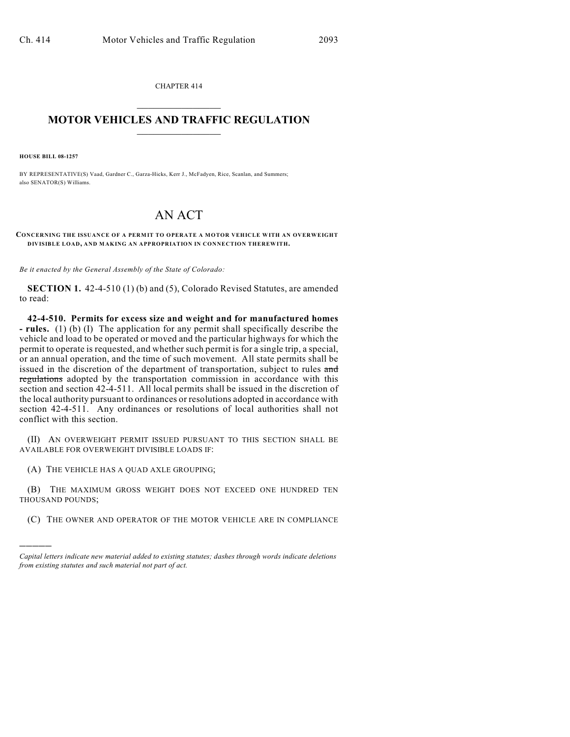CHAPTER 414

# MOTOR VEHICLES AND TRAFFIC REGULATION

**HOUSE BILL 08-1257**

BY REPRESENTATIVE(S) Vaad, Gardner C., Garza-Hicks, Kerr J., McFadyen, Rice, Scanlan, and Summers; also SENATOR(S) Williams.

# AN ACT

**CONCERNING THE ISSUANCE OF A PERMIT TO OPERATE A MOTOR VEHICLE WITH AN OVERWEIGHT DIVISIBLE LOAD, AND MAKING AN APPROPRIATION IN CONNECTION THEREWITH.**

*Be it enacted by the General Assembly of the State of Colorado:*

**SECTION 1.** 42-4-510 (1) (b) and (5), Colorado Revised Statutes, are amended to read:

**42-4-510. Permits for excess size and weight and for manufactured homes - rules.** (1) (b) (I) The application for any permit shall specifically describe the vehicle and load to be operated or moved and the particular highways for which the permit to operate is requested, and whether such permit is for a single trip, a special, or an annual operation, and the time of such movement. All state permits shall be issued in the discretion of the department of transportation, subject to rules ~~and regulations~~ adopted by the transportation commission in accordance with this section and section 42-4-511. All local permits shall be issued in the discretion of the local authority pursuant to ordinances or resolutions adopted in accordance with section 42-4-511. Any ordinances or resolutions of local authorities shall not conflict with this section.

(II) AN OVERWEIGHT PERMIT ISSUED PURSUANT TO THIS SECTION SHALL BE AVAILABLE FOR OVERWEIGHT DIVISIBLE LOADS IF:

(A) THE VEHICLE HAS A QUAD AXLE GROUPING;

(B) THE MAXIMUM GROSS WEIGHT DOES NOT EXCEED ONE HUNDRED TEN THOUSAND POUNDS;

(C) THE OWNER AND OPERATOR OF THE MOTOR VEHICLE ARE IN COMPLIANCE

*Capital letters indicate new material added to existing statutes; dashes through words indicate deletions from existing statutes and such material not part of act.*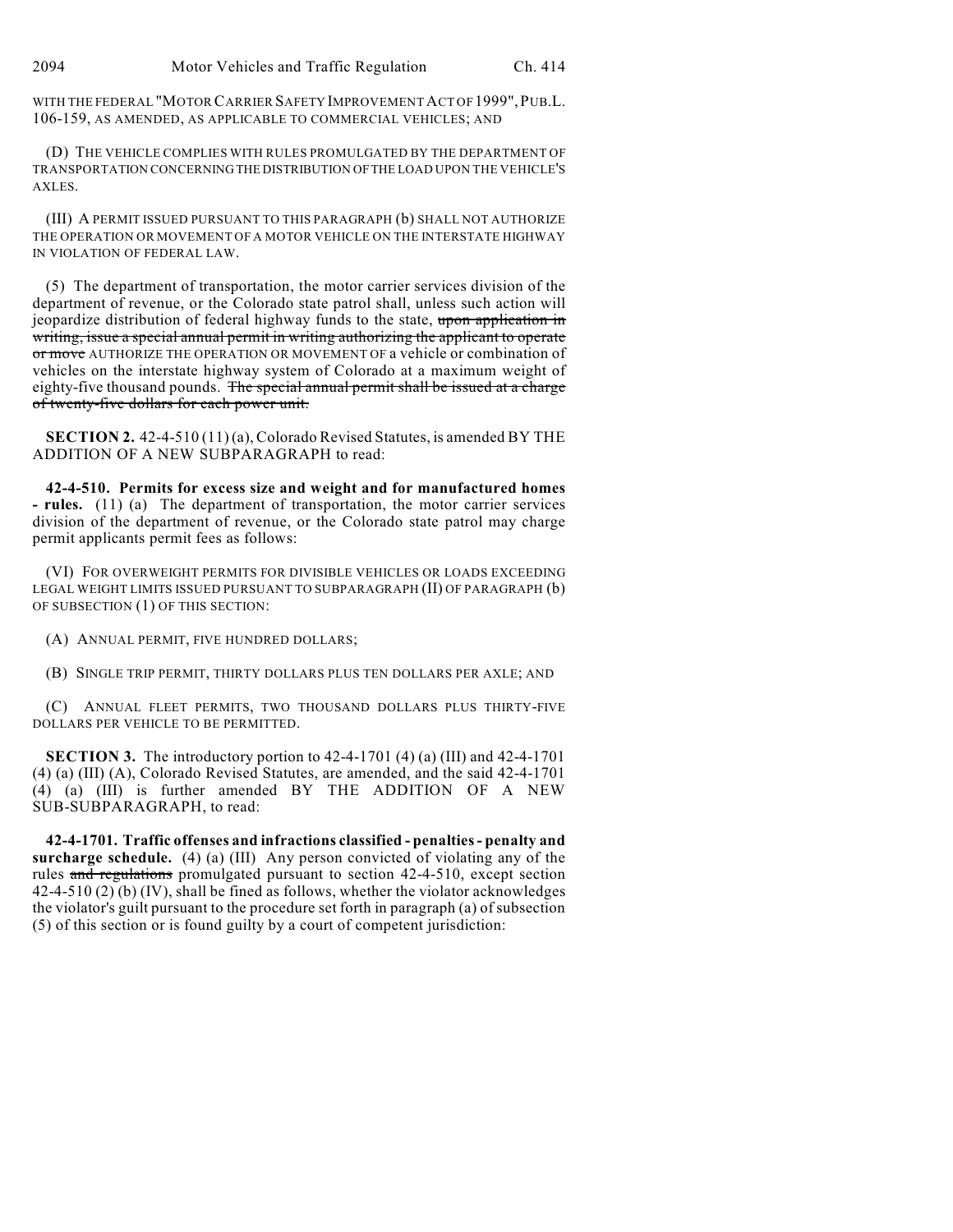WITH THE FEDERAL "MOTOR CARRIER SAFETY IMPROVEMENT ACT OF 1999", PUB.L. 106-159, AS AMENDED, AS APPLICABLE TO COMMERCIAL VEHICLES; AND

(D) THE VEHICLE COMPLIES WITH RULES PROMULGATED BY THE DEPARTMENT OF TRANSPORTATION CONCERNING THE DISTRIBUTION OF THE LOAD UPON THE VEHICLE'S AXLES.

(III) A PERMIT ISSUED PURSUANT TO THIS PARAGRAPH (b) SHALL NOT AUTHORIZE THE OPERATION OR MOVEMENT OF A MOTOR VEHICLE ON THE INTERSTATE HIGHWAY IN VIOLATION OF FEDERAL LAW.

(5) The department of transportation, the motor carrier services division of the department of revenue, or the Colorado state patrol shall, unless such action will jeopardize distribution of federal highway funds to the state, ~~upon application in writing, issue a special annual permit in writing authorizing the applicant to operate or move~~ AUTHORIZE THE OPERATION OR MOVEMENT OF a vehicle or combination of vehicles on the interstate highway system of Colorado at a maximum weight of eighty-five thousand pounds. ~~The special annual permit shall be issued at a charge of twenty-five dollars for each power unit.~~

**SECTION 2.** 42-4-510 (11) (a), Colorado Revised Statutes, is amended BY THE ADDITION OF A NEW SUBPARAGRAPH to read:

**42-4-510. Permits for excess size and weight and for manufactured homes - rules.** (11) (a) The department of transportation, the motor carrier services division of the department of revenue, or the Colorado state patrol may charge permit applicants permit fees as follows:

(VI) FOR OVERWEIGHT PERMITS FOR DIVISIBLE VEHICLES OR LOADS EXCEEDING LEGAL WEIGHT LIMITS ISSUED PURSUANT TO SUBPARAGRAPH (II) OF PARAGRAPH (b) OF SUBSECTION (1) OF THIS SECTION:

(A) ANNUAL PERMIT, FIVE HUNDRED DOLLARS;

(B) SINGLE TRIP PERMIT, THIRTY DOLLARS PLUS TEN DOLLARS PER AXLE; AND

(C) ANNUAL FLEET PERMITS, TWO THOUSAND DOLLARS PLUS THIRTY-FIVE DOLLARS PER VEHICLE TO BE PERMITTED.

**SECTION 3.** The introductory portion to 42-4-1701 (4) (a) (III) and 42-4-1701 (4) (a) (III) (A), Colorado Revised Statutes, are amended, and the said 42-4-1701 (4) (a) (III) is further amended BY THE ADDITION OF A NEW SUB-SUBPARAGRAPH, to read:

**42-4-1701. Traffic offenses and infractions classified - penalties - penalty and surcharge schedule.** (4) (a) (III) Any person convicted of violating any of the rules ~~and regulations~~ promulgated pursuant to section 42-4-510, except section 42-4-510 (2) (b) (IV), shall be fined as follows, whether the violator acknowledges the violator's guilt pursuant to the procedure set forth in paragraph (a) of subsection (5) of this section or is found guilty by a court of competent jurisdiction: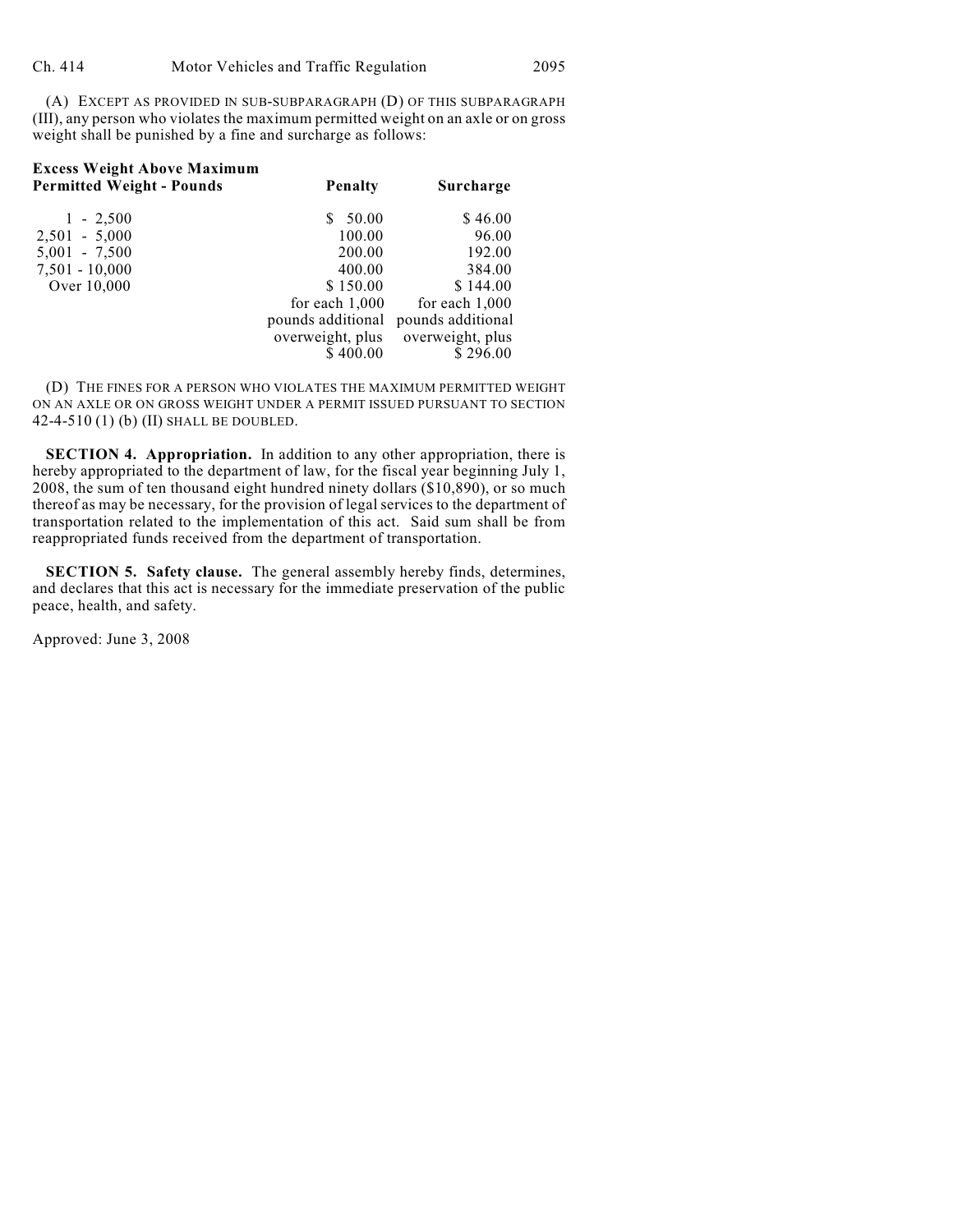(A) EXCEPT AS PROVIDED IN SUB-SUBPARAGRAPH (D) OF THIS SUBPARAGRAPH (III), any person who violates the maximum permitted weight on an axle or on gross weight shall be punished by a fine and surcharge as follows:

| Excess Weight Above Maximum Permitted Weight - Pounds | Penalty | Surcharge |
|---|---|---|
| 1 - 2,500 | $ 50.00 | $ 46.00 |
| 2,501 - 5,000 | 100.00 | 96.00 |
| 5,001 - 7,500 | 200.00 | 192.00 |
| 7,501 - 10,000 | 400.00 | 384.00 |
| Over 10,000 | $ 150.00 for each 1,000 pounds additional overweight, plus $ 400.00 | $ 144.00 for each 1,000 pounds additional overweight, plus $ 296.00 |

(D) THE FINES FOR A PERSON WHO VIOLATES THE MAXIMUM PERMITTED WEIGHT ON AN AXLE OR ON GROSS WEIGHT UNDER A PERMIT ISSUED PURSUANT TO SECTION 42-4-510 (1) (b) (II) SHALL BE DOUBLED.

**SECTION 4. Appropriation.** In addition to any other appropriation, there is hereby appropriated to the department of law, for the fiscal year beginning July 1, 2008, the sum of ten thousand eight hundred ninety dollars ($10,890), or so much thereof as may be necessary, for the provision of legal services to the department of transportation related to the implementation of this act. Said sum shall be from reappropriated funds received from the department of transportation.

**SECTION 5. Safety clause.** The general assembly hereby finds, determines, and declares that this act is necessary for the immediate preservation of the public peace, health, and safety.

Approved: June 3, 2008